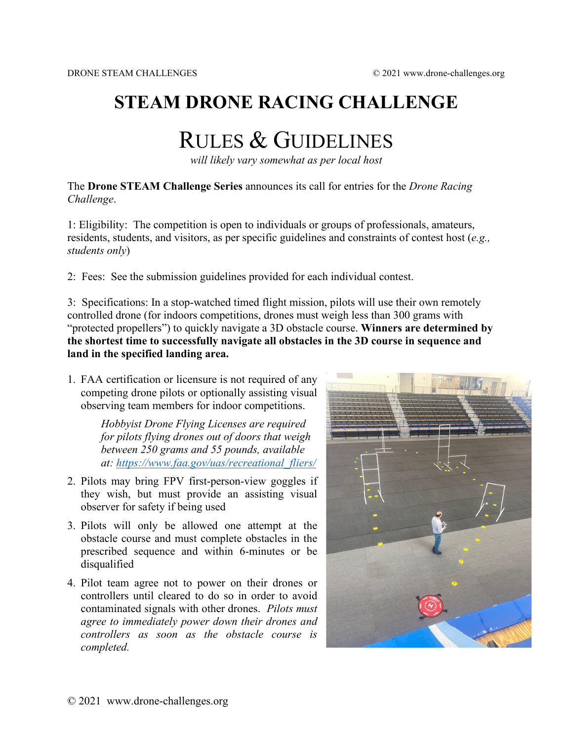# STEAM DRONE RACING CHALLENGE

## RULES & GUIDELINES

*will likely vary somewhat as per local host*

The **Drone STEAM Challenge Series** announces its call for entries for the *Drone Racing Challenge*.

1: Eligibility: The competition is open to individuals or groups of professionals, amateurs, residents, students, and visitors, as per specific guidelines and constraints of contest host (*e.g., students only*)

2: Fees: See the submission guidelines provided for each individual contest.

3: Specifications: In a stop-watched timed flight mission, pilots will use their own remotely controlled drone (for indoors competitions, drones must weigh less than 300 grams with "protected propellers") to quickly navigate a 3D obstacle course. **Winners are determined by the shortest time to successfully navigate all obstacles in the 3D course in sequence and land in the specified landing area.**

1. FAA certification or licensure is not required of any competing drone pilots or optionally assisting visual observing team members for indoor competitions.

   *Hobbyist Drone Flying Licenses are required for pilots flying drones out of doors that weigh between 250 grams and 55 pounds, available at: [https://www.faa.gov/uas/recreational_fliers/](https://www.faa.gov/uas/recreational_fliers/)*

2. Pilots may bring FPV first-person-view goggles if they wish, but must provide an assisting visual observer for safety if being used

3. Pilots will only be allowed one attempt at the obstacle course and must complete obstacles in the prescribed sequence and within 6-minutes or be disqualified

4. Pilot team agree not to power on their drones or controllers until cleared to do so in order to avoid contaminated signals with other drones. *Pilots must agree to immediately power down their drones and controllers as soon as the obstacle course is completed.*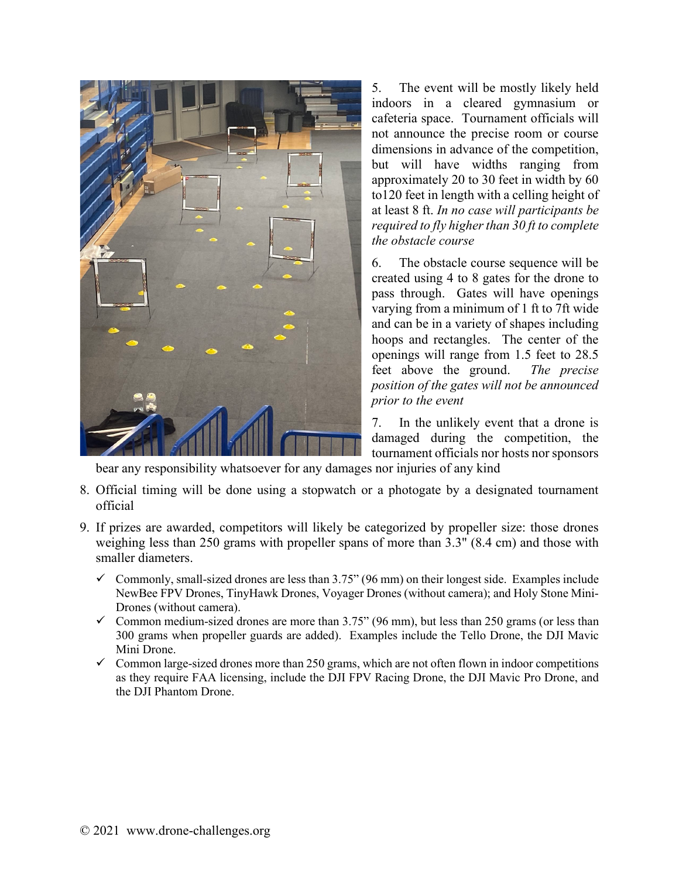5. The event will be mostly likely held indoors in a cleared gymnasium or cafeteria space. Tournament officials will not announce the precise room or course dimensions in advance of the competition, but will have widths ranging from approximately 20 to 30 feet in width by 60 to120 feet in length with a celling height of at least 8 ft. *In no case will participants be required to fly higher than 30 ft to complete the obstacle course*

6. The obstacle course sequence will be created using 4 to 8 gates for the drone to pass through. Gates will have openings varying from a minimum of 1 ft to 7ft wide and can be in a variety of shapes including hoops and rectangles. The center of the openings will range from 1.5 feet to 28.5 feet above the ground. *The precise position of the gates will not be announced prior to the event*

7. In the unlikely event that a drone is damaged during the competition, the tournament officials nor hosts nor sponsors bear any responsibility whatsoever for any damages nor injuries of any kind

8. Official timing will be done using a stopwatch or a photogate by a designated tournament official

9. If prizes are awarded, competitors will likely be categorized by propeller size: those drones weighing less than 250 grams with propeller spans of more than 3.3" (8.4 cm) and those with smaller diameters.

   - ✓ Commonly, small-sized drones are less than 3.75" (96 mm) on their longest side. Examples include NewBee FPV Drones, TinyHawk Drones, Voyager Drones (without camera); and Holy Stone Mini-Drones (without camera).
   - ✓ Common medium-sized drones are more than 3.75" (96 mm), but less than 250 grams (or less than 300 grams when propeller guards are added). Examples include the Tello Drone, the DJI Mavic Mini Drone.
   - ✓ Common large-sized drones more than 250 grams, which are not often flown in indoor competitions as they require FAA licensing, include the DJI FPV Racing Drone, the DJI Mavic Pro Drone, and the DJI Phantom Drone.

© 2021 www.drone-challenges.org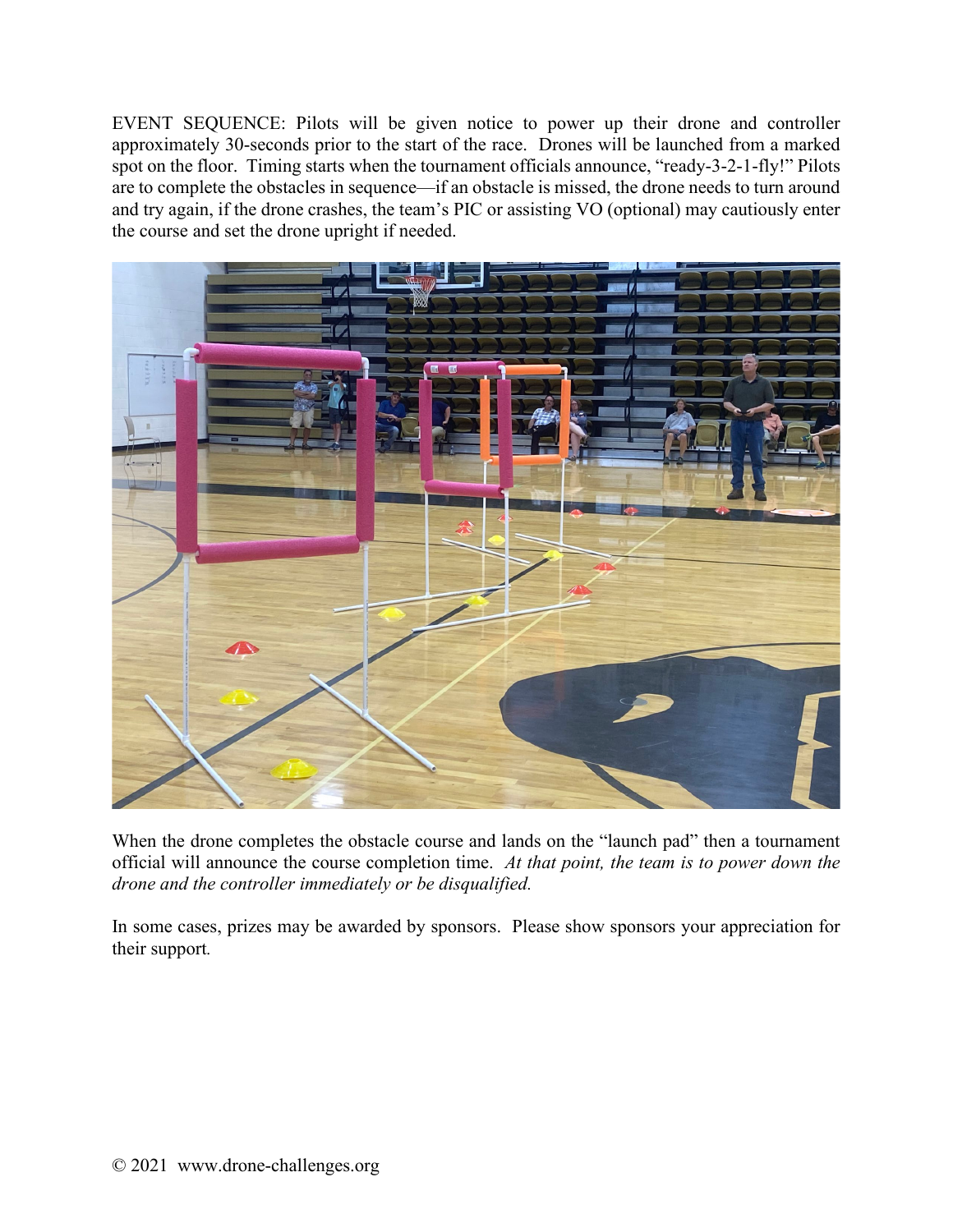EVENT SEQUENCE: Pilots will be given notice to power up their drone and controller approximately 30-seconds prior to the start of the race. Drones will be launched from a marked spot on the floor. Timing starts when the tournament officials announce, "ready-3-2-1-fly!" Pilots are to complete the obstacles in sequence—if an obstacle is missed, the drone needs to turn around and try again, if the drone crashes, the team's PIC or assisting VO (optional) may cautiously enter the course and set the drone upright if needed.

When the drone completes the obstacle course and lands on the "launch pad" then a tournament official will announce the course completion time. *At that point, the team is to power down the drone and the controller immediately or be disqualified.*

In some cases, prizes may be awarded by sponsors. Please show sponsors your appreciation for their support.

© 2021 www.drone-challenges.org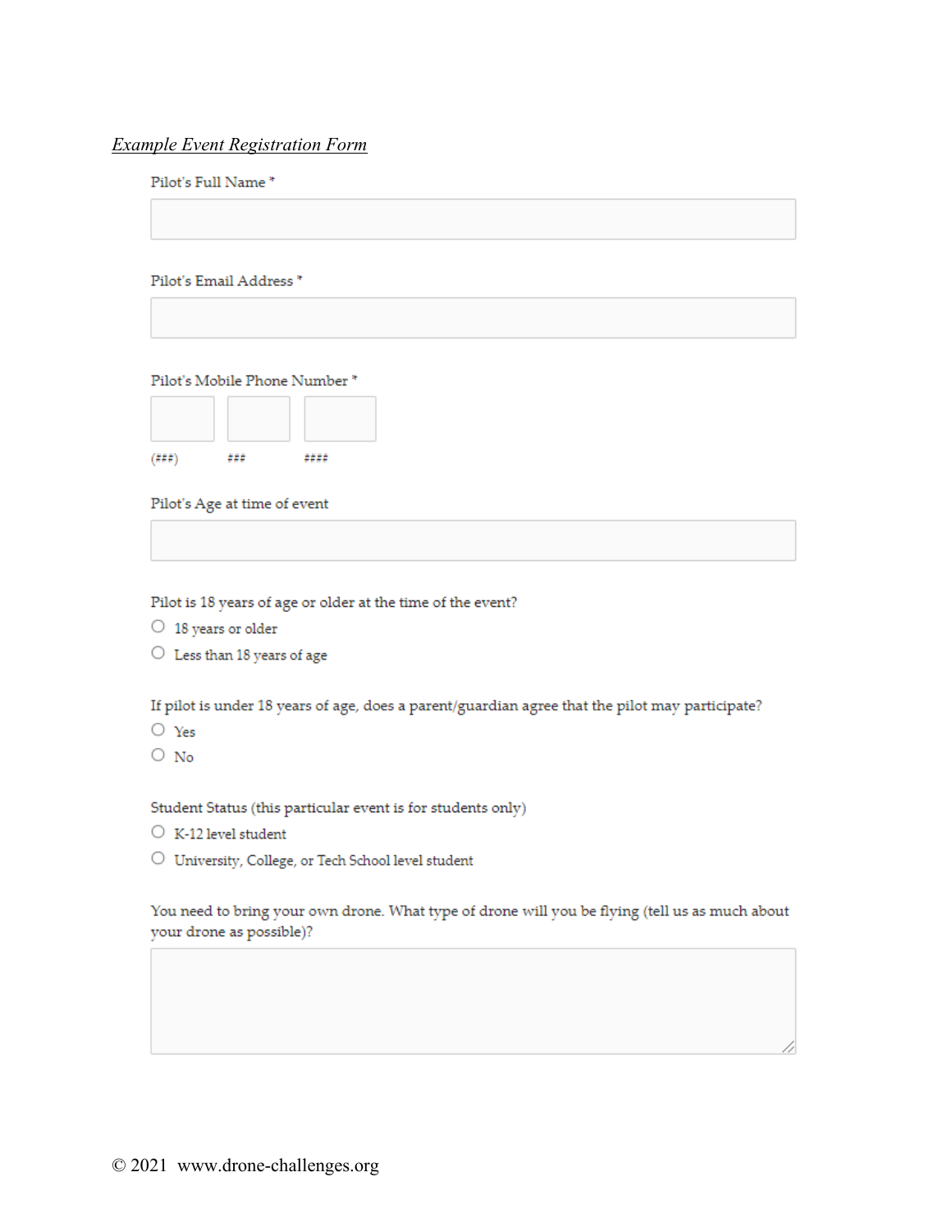*Example Event Registration Form*

Pilot's Full Name *

Pilot's Email Address *

Pilot's Mobile Phone Number *

(###) ### ####

Pilot's Age at time of event

Pilot is 18 years of age or older at the time of the event?

- ○ 18 years or older
- ○ Less than 18 years of age

If pilot is under 18 years of age, does a parent/guardian agree that the pilot may participate?

- ○ Yes
- ○ No

Student Status (this particular event is for students only)

- ○ K-12 level student
- ○ University, College, or Tech School level student

You need to bring your own drone. What type of drone will you be flying (tell us as much about your drone as possible)?

© 2021 www.drone-challenges.org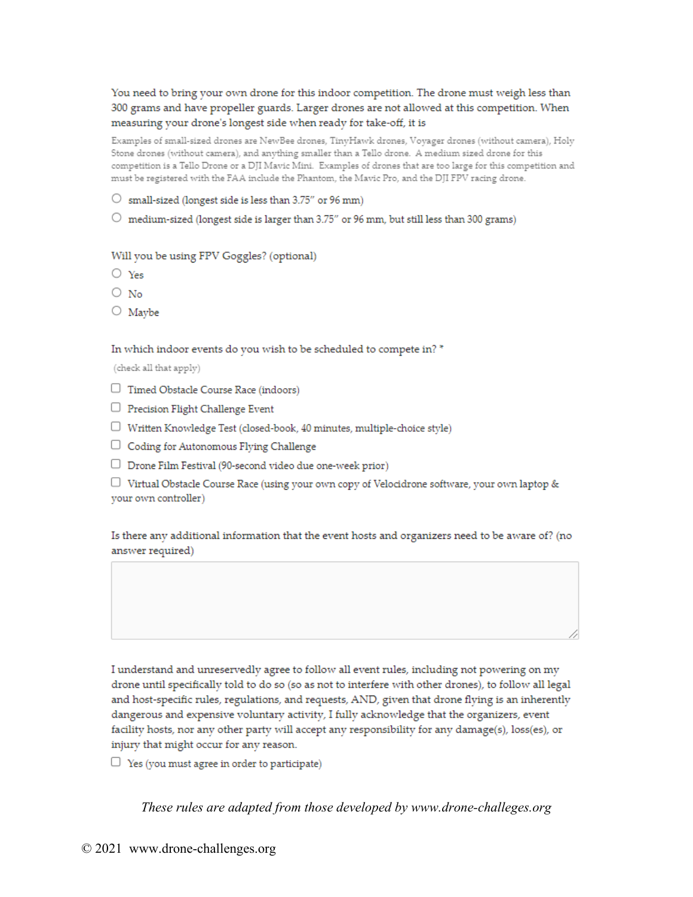You need to bring your own drone for this indoor competition. The drone must weigh less than 300 grams and have propeller guards. Larger drones are not allowed at this competition. When measuring your drone's longest side when ready for take-off, it is

Examples of small-sized drones are NewBee drones, TinyHawk drones, Voyager drones (without camera), Holy Stone drones (without camera), and anything smaller than a Tello drone. A medium sized drone for this competition is a Tello Drone or a DJI Mavic Mini. Examples of drones that are too large for this competition and must be registered with the FAA include the Phantom, the Mavic Pro, and the DJI FPV racing drone.

- ○ small-sized (longest side is less than 3.75" or 96 mm)
- ○ medium-sized (longest side is larger than 3.75" or 96 mm, but still less than 300 grams)

Will you be using FPV Goggles? (optional)

- ○ Yes
- ○ No
- ○ Maybe

In which indoor events do you wish to be scheduled to compete in? *

(check all that apply)

- ☐ Timed Obstacle Course Race (indoors)
- ☐ Precision Flight Challenge Event
- ☐ Written Knowledge Test (closed-book, 40 minutes, multiple-choice style)
- ☐ Coding for Autonomous Flying Challenge
- ☐ Drone Film Festival (90-second video due one-week prior)
- ☐ Virtual Obstacle Course Race (using your own copy of Velocidrone software, your own laptop & your own controller)

Is there any additional information that the event hosts and organizers need to be aware of? (no answer required)

I understand and unreservedly agree to follow all event rules, including not powering on my drone until specifically told to do so (so as not to interfere with other drones), to follow all legal and host-specific rules, regulations, and requests, AND, given that drone flying is an inherently dangerous and expensive voluntary activity, I fully acknowledge that the organizers, event facility hosts, nor any other party will accept any responsibility for any damage(s), loss(es), or injury that might occur for any reason.

- ☐ Yes (you must agree in order to participate)

*These rules are adapted from those developed by www.drone-challeges.org*

© 2021 www.drone-challenges.org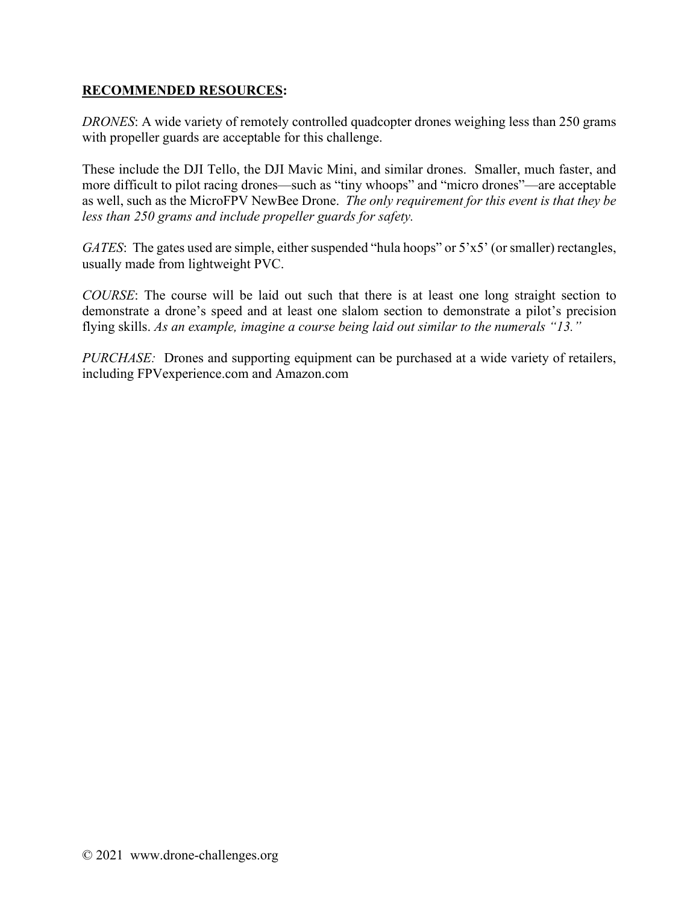**<u>RECOMMENDED RESOURCES</u>:**

*DRONES*: A wide variety of remotely controlled quadcopter drones weighing less than 250 grams with propeller guards are acceptable for this challenge.

These include the DJI Tello, the DJI Mavic Mini, and similar drones. Smaller, much faster, and more difficult to pilot racing drones—such as "tiny whoops" and "micro drones"—are acceptable as well, such as the MicroFPV NewBee Drone. *The only requirement for this event is that they be less than 250 grams and include propeller guards for safety.*

*GATES*: The gates used are simple, either suspended "hula hoops" or 5'x5' (or smaller) rectangles, usually made from lightweight PVC.

*COURSE*: The course will be laid out such that there is at least one long straight section to demonstrate a drone's speed and at least one slalom section to demonstrate a pilot's precision flying skills. *As an example, imagine a course being laid out similar to the numerals "13."*

*PURCHASE:* Drones and supporting equipment can be purchased at a wide variety of retailers, including FPVexperience.com and Amazon.com

© 2021 www.drone-challenges.org